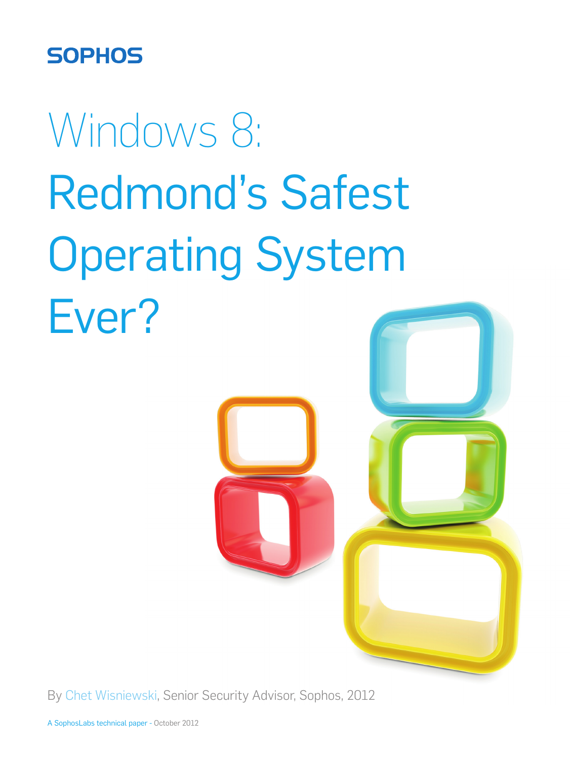SOPHOS

# Windows 8: Redmond's Safest Operating System Ever?

By Chet Wisniewski, Senior Security Advisor, Sophos, 2012

A SophosLabs technical paper - October 2012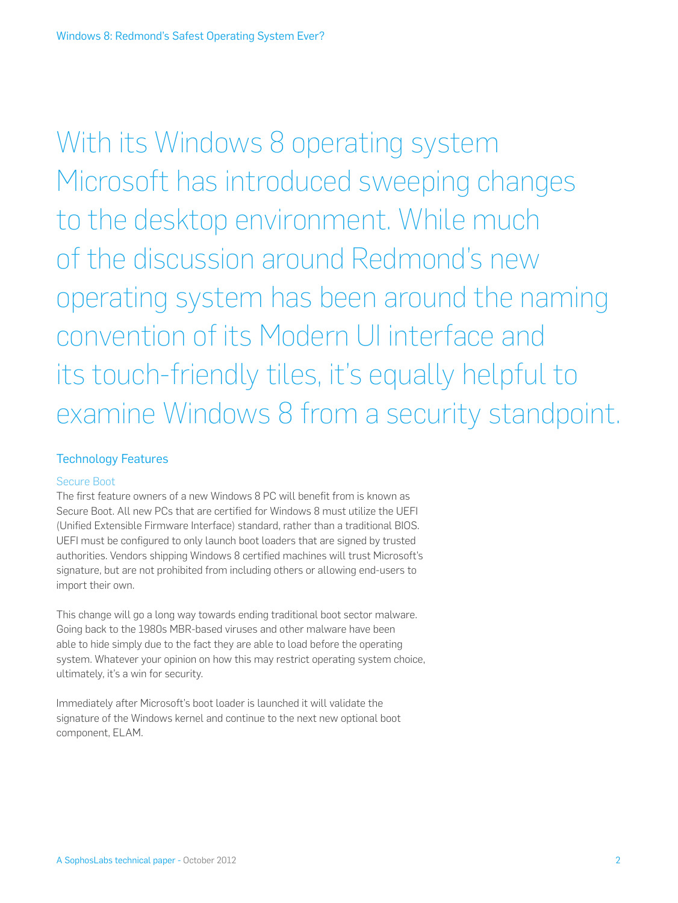With its Windows 8 operating system Microsoft has introduced sweeping changes to the desktop environment. While much of the discussion around Redmond's new operating system has been around the naming convention of its Modern UI interface and its touch-friendly tiles, it's equally helpful to examine Windows 8 from a security standpoint.

## Technology Features

### Secure Boot

The first feature owners of a new Windows 8 PC will benefit from is known as Secure Boot. All new PCs that are certified for Windows 8 must utilize the UEFI (Unified Extensible Firmware Interface) standard, rather than a traditional BIOS. UEFI must be configured to only launch boot loaders that are signed by trusted authorities. Vendors shipping Windows 8 certified machines will trust Microsoft's signature, but are not prohibited from including others or allowing end-users to import their own.

This change will go a long way towards ending traditional boot sector malware. Going back to the 1980s MBR-based viruses and other malware have been able to hide simply due to the fact they are able to load before the operating system. Whatever your opinion on how this may restrict operating system choice, ultimately, it's a win for security.

Immediately after Microsoft's boot loader is launched it will validate the signature of the Windows kernel and continue to the next new optional boot component, ELAM.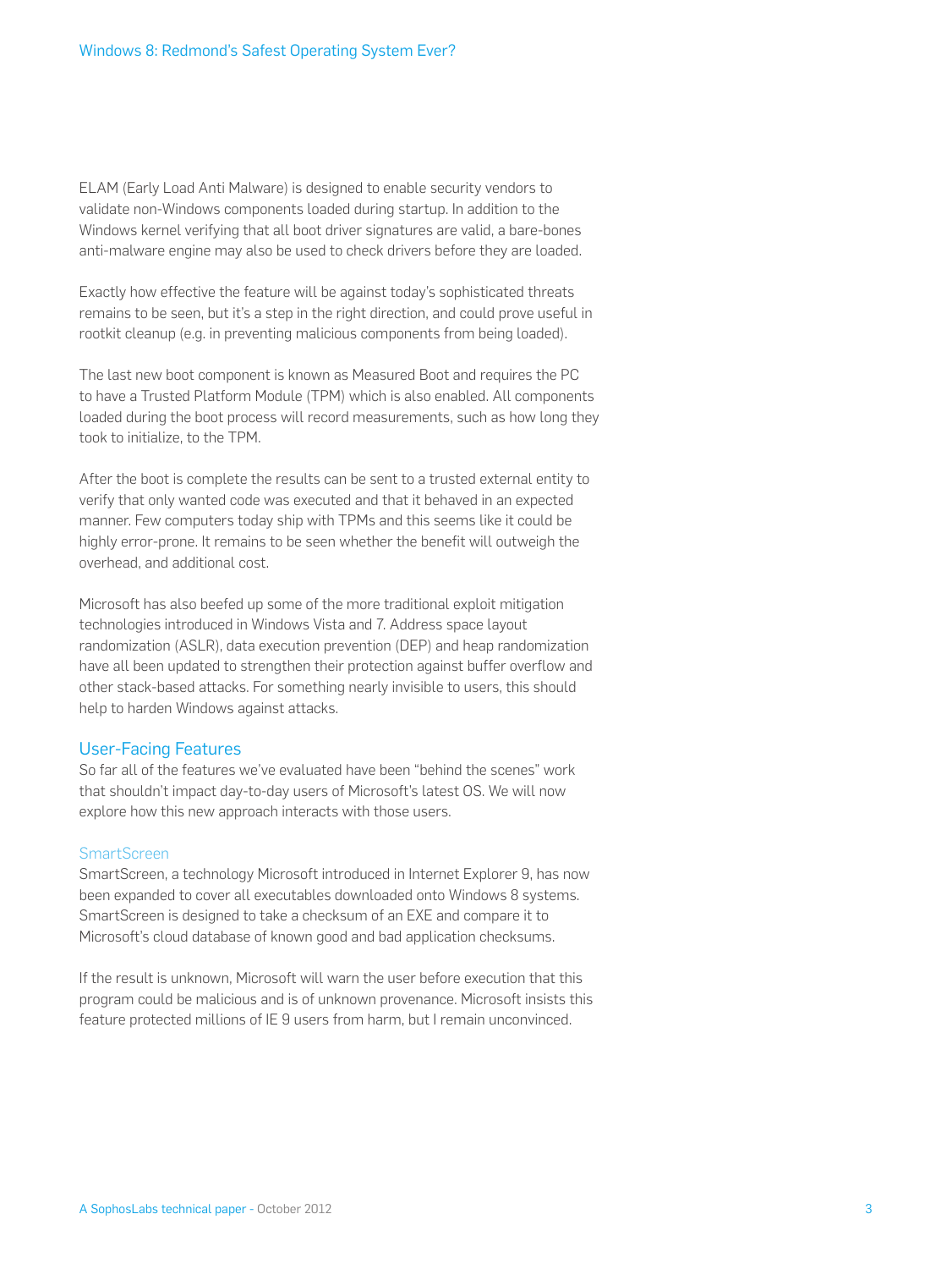ELAM (Early Load Anti Malware) is designed to enable security vendors to validate non-Windows components loaded during startup. In addition to the Windows kernel verifying that all boot driver signatures are valid, a bare-bones anti-malware engine may also be used to check drivers before they are loaded.

Exactly how effective the feature will be against today's sophisticated threats remains to be seen, but it's a step in the right direction, and could prove useful in rootkit cleanup (e.g. in preventing malicious components from being loaded).

The last new boot component is known as Measured Boot and requires the PC to have a Trusted Platform Module (TPM) which is also enabled. All components loaded during the boot process will record measurements, such as how long they took to initialize, to the TPM.

After the boot is complete the results can be sent to a trusted external entity to verify that only wanted code was executed and that it behaved in an expected manner. Few computers today ship with TPMs and this seems like it could be highly error-prone. It remains to be seen whether the benefit will outweigh the overhead, and additional cost.

Microsoft has also beefed up some of the more traditional exploit mitigation technologies introduced in Windows Vista and 7. Address space layout randomization (ASLR), data execution prevention (DEP) and heap randomization have all been updated to strengthen their protection against buffer overflow and other stack-based attacks. For something nearly invisible to users, this should help to harden Windows against attacks.

## User-Facing Features

So far all of the features we've evaluated have been "behind the scenes" work that shouldn't impact day-to-day users of Microsoft's latest OS. We will now explore how this new approach interacts with those users.

### SmartScreen

SmartScreen, a technology Microsoft introduced in Internet Explorer 9, has now been expanded to cover all executables downloaded onto Windows 8 systems. SmartScreen is designed to take a checksum of an EXE and compare it to Microsoft's cloud database of known good and bad application checksums.

If the result is unknown, Microsoft will warn the user before execution that this program could be malicious and is of unknown provenance. Microsoft insists this feature protected millions of IE 9 users from harm, but I remain unconvinced.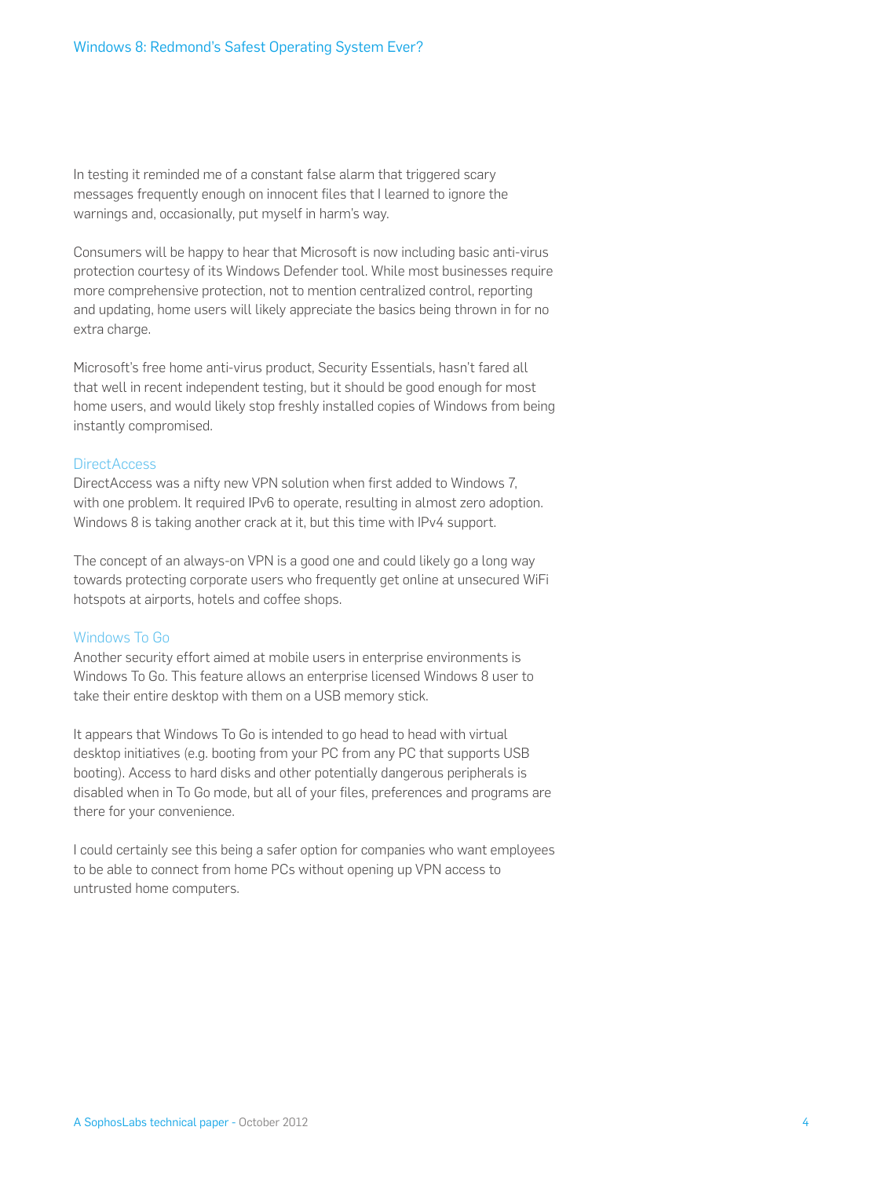In testing it reminded me of a constant false alarm that triggered scary messages frequently enough on innocent files that I learned to ignore the warnings and, occasionally, put myself in harm's way.

Consumers will be happy to hear that Microsoft is now including basic anti-virus protection courtesy of its Windows Defender tool. While most businesses require more comprehensive protection, not to mention centralized control, reporting and updating, home users will likely appreciate the basics being thrown in for no extra charge.

Microsoft's free home anti-virus product, Security Essentials, hasn't fared all that well in recent independent testing, but it should be good enough for most home users, and would likely stop freshly installed copies of Windows from being instantly compromised.

## DirectAccess

DirectAccess was a nifty new VPN solution when first added to Windows 7, with one problem. It required IPv6 to operate, resulting in almost zero adoption. Windows 8 is taking another crack at it, but this time with IPv4 support.

The concept of an always-on VPN is a good one and could likely go a long way towards protecting corporate users who frequently get online at unsecured WiFi hotspots at airports, hotels and coffee shops.

## Windows To Go

Another security effort aimed at mobile users in enterprise environments is Windows To Go. This feature allows an enterprise licensed Windows 8 user to take their entire desktop with them on a USB memory stick.

It appears that Windows To Go is intended to go head to head with virtual desktop initiatives (e.g. booting from your PC from any PC that supports USB booting). Access to hard disks and other potentially dangerous peripherals is disabled when in To Go mode, but all of your files, preferences and programs are there for your convenience.

I could certainly see this being a safer option for companies who want employees to be able to connect from home PCs without opening up VPN access to untrusted home computers.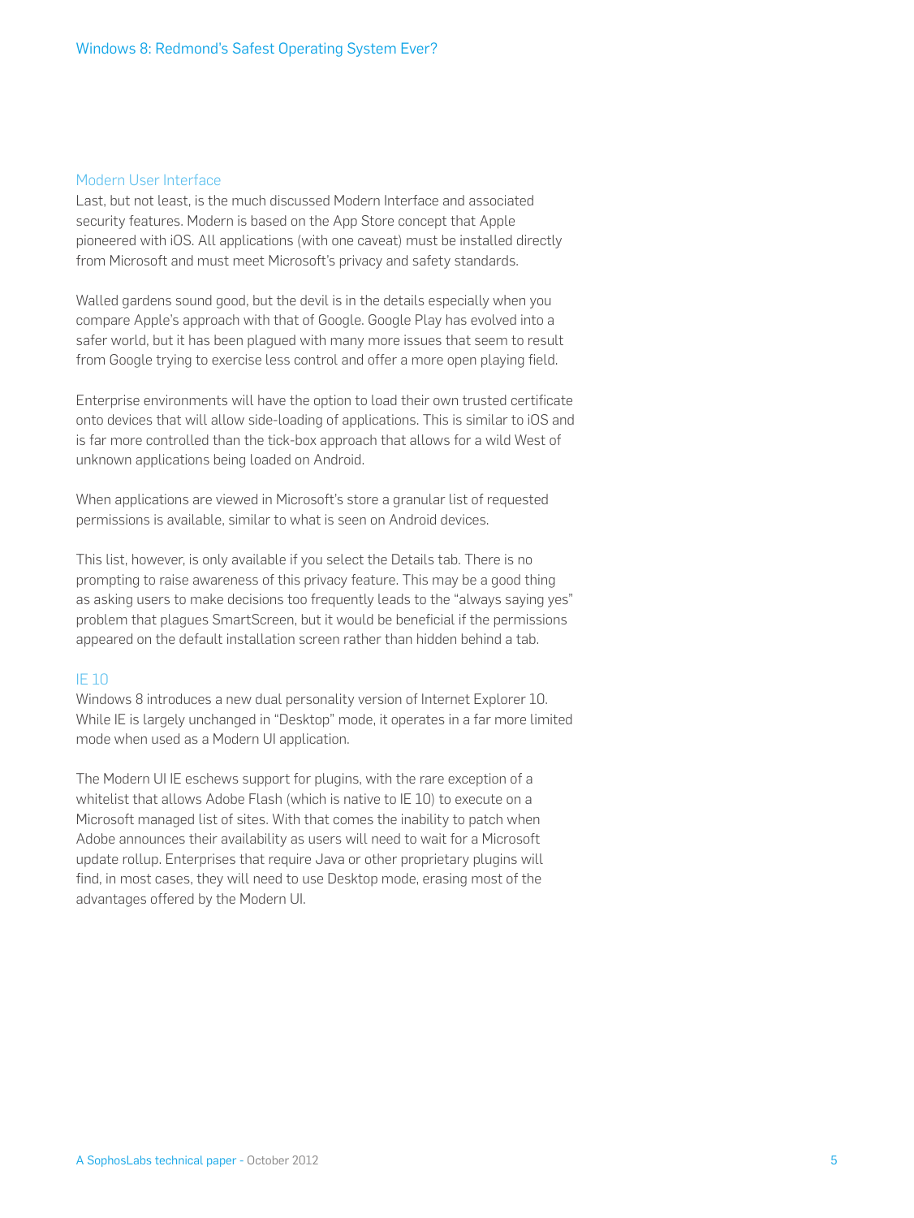## Modern User Interface

Last, but not least, is the much discussed Modern Interface and associated security features. Modern is based on the App Store concept that Apple pioneered with iOS. All applications (with one caveat) must be installed directly from Microsoft and must meet Microsoft's privacy and safety standards.

Walled gardens sound good, but the devil is in the details especially when you compare Apple's approach with that of Google. Google Play has evolved into a safer world, but it has been plagued with many more issues that seem to result from Google trying to exercise less control and offer a more open playing field.

Enterprise environments will have the option to load their own trusted certificate onto devices that will allow side-loading of applications. This is similar to iOS and is far more controlled than the tick-box approach that allows for a wild West of unknown applications being loaded on Android.

When applications are viewed in Microsoft's store a granular list of requested permissions is available, similar to what is seen on Android devices.

This list, however, is only available if you select the Details tab. There is no prompting to raise awareness of this privacy feature. This may be a good thing as asking users to make decisions too frequently leads to the "always saying yes" problem that plagues SmartScreen, but it would be beneficial if the permissions appeared on the default installation screen rather than hidden behind a tab.

## IE 10

Windows 8 introduces a new dual personality version of Internet Explorer 10. While IE is largely unchanged in "Desktop" mode, it operates in a far more limited mode when used as a Modern UI application.

The Modern UI IE eschews support for plugins, with the rare exception of a whitelist that allows Adobe Flash (which is native to IE 10) to execute on a Microsoft managed list of sites. With that comes the inability to patch when Adobe announces their availability as users will need to wait for a Microsoft update rollup. Enterprises that require Java or other proprietary plugins will find, in most cases, they will need to use Desktop mode, erasing most of the advantages offered by the Modern UI.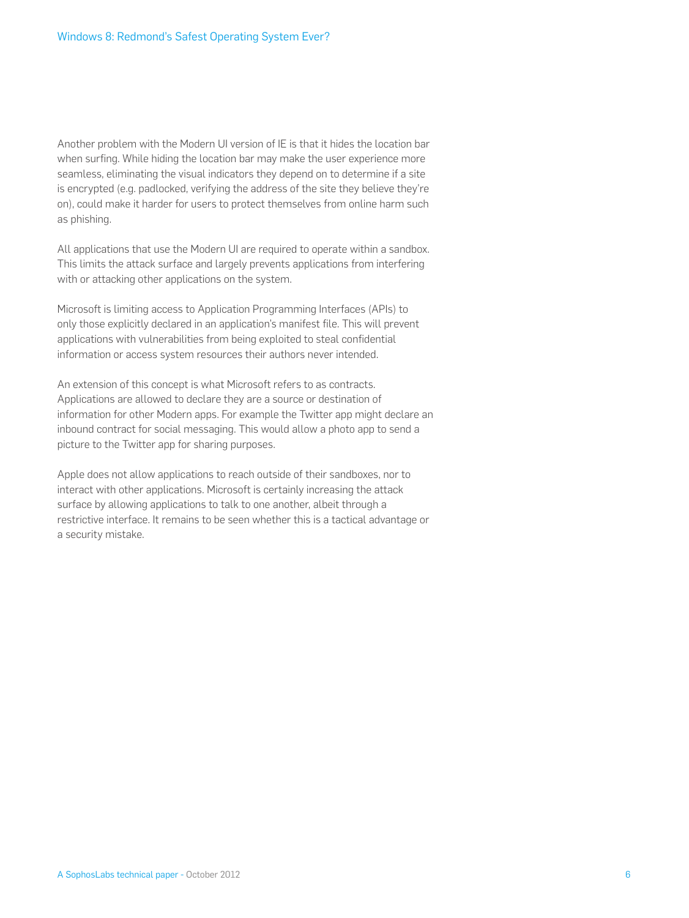Another problem with the Modern UI version of IE is that it hides the location bar when surfing. While hiding the location bar may make the user experience more seamless, eliminating the visual indicators they depend on to determine if a site is encrypted (e.g. padlocked, verifying the address of the site they believe they're on), could make it harder for users to protect themselves from online harm such as phishing.

All applications that use the Modern UI are required to operate within a sandbox. This limits the attack surface and largely prevents applications from interfering with or attacking other applications on the system.

Microsoft is limiting access to Application Programming Interfaces (APIs) to only those explicitly declared in an application's manifest file. This will prevent applications with vulnerabilities from being exploited to steal confidential information or access system resources their authors never intended.

An extension of this concept is what Microsoft refers to as contracts. Applications are allowed to declare they are a source or destination of information for other Modern apps. For example the Twitter app might declare an inbound contract for social messaging. This would allow a photo app to send a picture to the Twitter app for sharing purposes.

Apple does not allow applications to reach outside of their sandboxes, nor to interact with other applications. Microsoft is certainly increasing the attack surface by allowing applications to talk to one another, albeit through a restrictive interface. It remains to be seen whether this is a tactical advantage or a security mistake.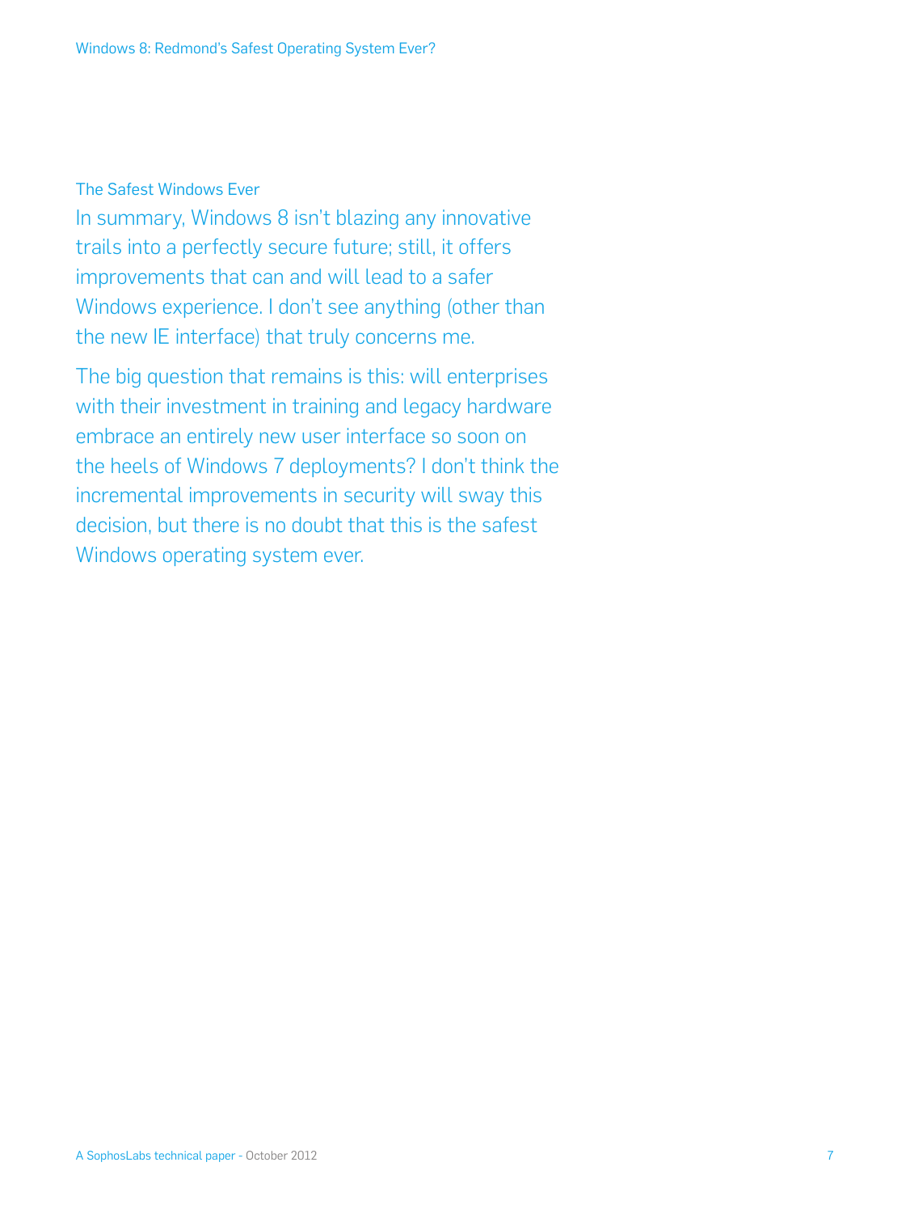## The Safest Windows Ever

In summary, Windows 8 isn't blazing any innovative trails into a perfectly secure future; still, it offers improvements that can and will lead to a safer Windows experience. I don't see anything (other than the new IE interface) that truly concerns me.

The big question that remains is this: will enterprises with their investment in training and legacy hardware embrace an entirely new user interface so soon on the heels of Windows 7 deployments? I don't think the incremental improvements in security will sway this decision, but there is no doubt that this is the safest Windows operating system ever.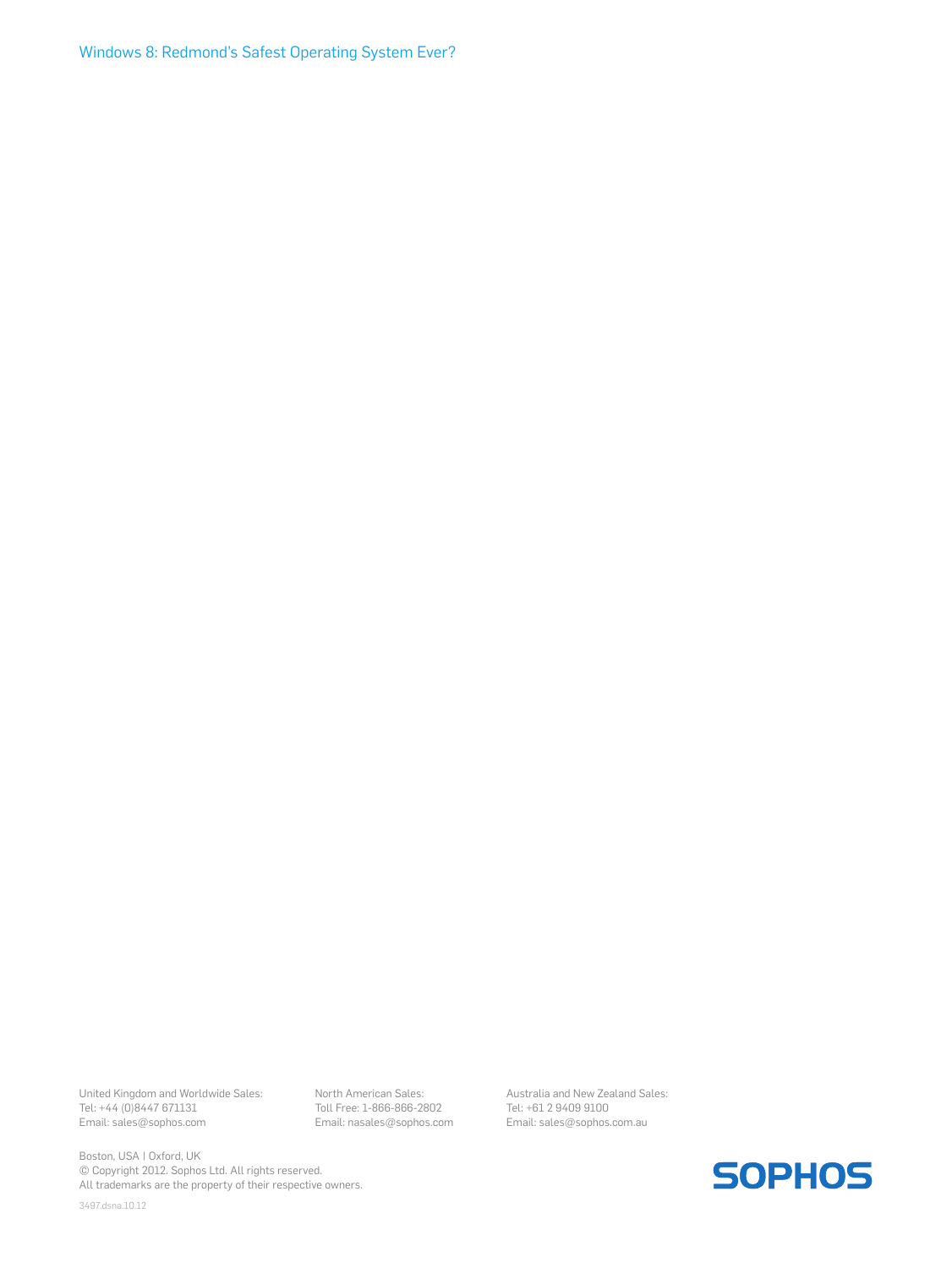United Kingdom and Worldwide Sales:
Tel: +44 (0)8447 671131
Email: sales@sophos.com

North American Sales:
Toll Free: 1-866-866-2802
Email: nasales@sophos.com

Australia and New Zealand Sales:
Tel: +61 2 9409 9100
Email: sales@sophos.com.au

Boston, USA | Oxford, UK
© Copyright 2012. Sophos Ltd. All rights reserved.
All trademarks are the property of their respective owners.

3497.dsna.10.12

SOPHOS